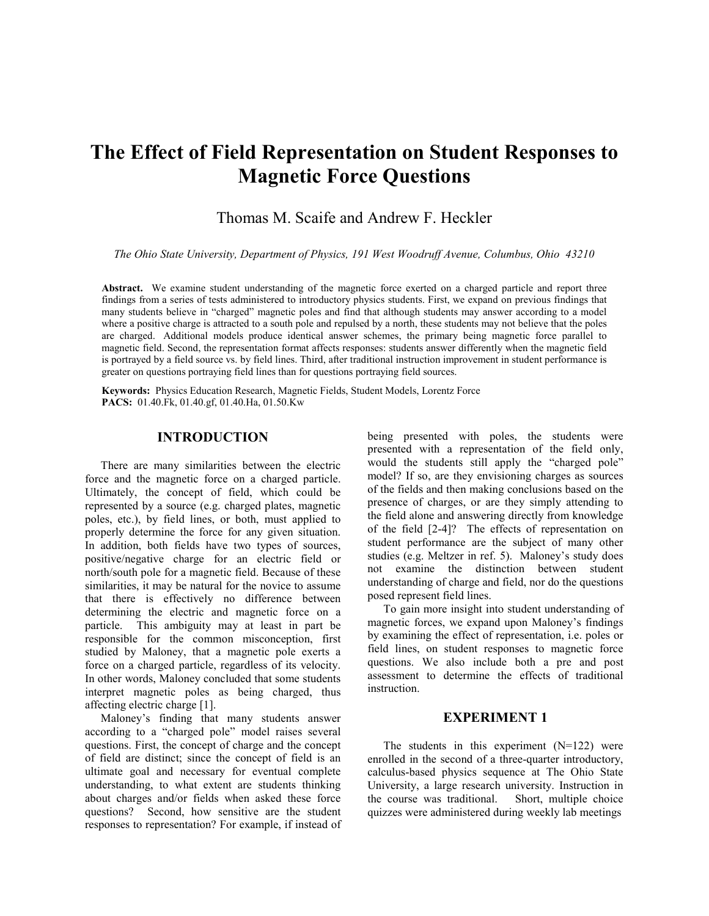# The Effect of Field Representation on Student Responses to Magnetic Force Questions

Thomas M. Scaife and Andrew F. Heckler

*The Ohio State University, Department of Physics, 191 West Woodruff Avenue, Columbus, Ohio 43210*

**Abstract.** We examine student understanding of the magnetic force exerted on a charged particle and report three findings from a series of tests administered to introductory physics students. First, we expand on previous findings that many students believe in "charged" magnetic poles and find that although students may answer according to a model where a positive charge is attracted to a south pole and repulsed by a north, these students may not believe that the poles are charged. Additional models produce identical answer schemes, the primary being magnetic force parallel to magnetic field. Second, the representation format affects responses: students answer differently when the magnetic field is portrayed by a field source vs. by field lines. Third, after traditional instruction improvement in student performance is greater on questions portraying field lines than for questions portraying field sources.

**Keywords:** Physics Education Research, Magnetic Fields, Student Models, Lorentz Force
**PACS:** 01.40.Fk, 01.40.gf, 01.40.Ha, 01.50.Kw

## INTRODUCTION

There are many similarities between the electric force and the magnetic force on a charged particle. Ultimately, the concept of field, which could be represented by a source (e.g. charged plates, magnetic poles, etc.), by field lines, or both, must applied to properly determine the force for any given situation. In addition, both fields have two types of sources, positive/negative charge for an electric field or north/south pole for a magnetic field. Because of these similarities, it may be natural for the novice to assume that there is effectively no difference between determining the electric and magnetic force on a particle. This ambiguity may at least in part be responsible for the common misconception, first studied by Maloney, that a magnetic pole exerts a force on a charged particle, regardless of its velocity. In other words, Maloney concluded that some students interpret magnetic poles as being charged, thus affecting electric charge [1].

Maloney's finding that many students answer according to a "charged pole" model raises several questions. First, the concept of charge and the concept of field are distinct; since the concept of field is an ultimate goal and necessary for eventual complete understanding, to what extent are students thinking about charges and/or fields when asked these force questions? Second, how sensitive are the student responses to representation? For example, if instead of being presented with poles, the students were presented with a representation of the field only, would the students still apply the "charged pole" model? If so, are they envisioning charges as sources of the fields and then making conclusions based on the presence of charges, or are they simply attending to the field alone and answering directly from knowledge of the field [2-4]? The effects of representation on student performance are the subject of many other studies (e.g. Meltzer in ref. 5). Maloney's study does not examine the distinction between student understanding of charge and field, nor do the questions posed represent field lines.

To gain more insight into student understanding of magnetic forces, we expand upon Maloney's findings by examining the effect of representation, i.e. poles or field lines, on student responses to magnetic force questions. We also include both a pre and post assessment to determine the effects of traditional instruction.

## EXPERIMENT 1

The students in this experiment (N=122) were enrolled in the second of a three-quarter introductory, calculus-based physics sequence at The Ohio State University, a large research university. Instruction in the course was traditional. Short, multiple choice quizzes were administered during weekly lab meetings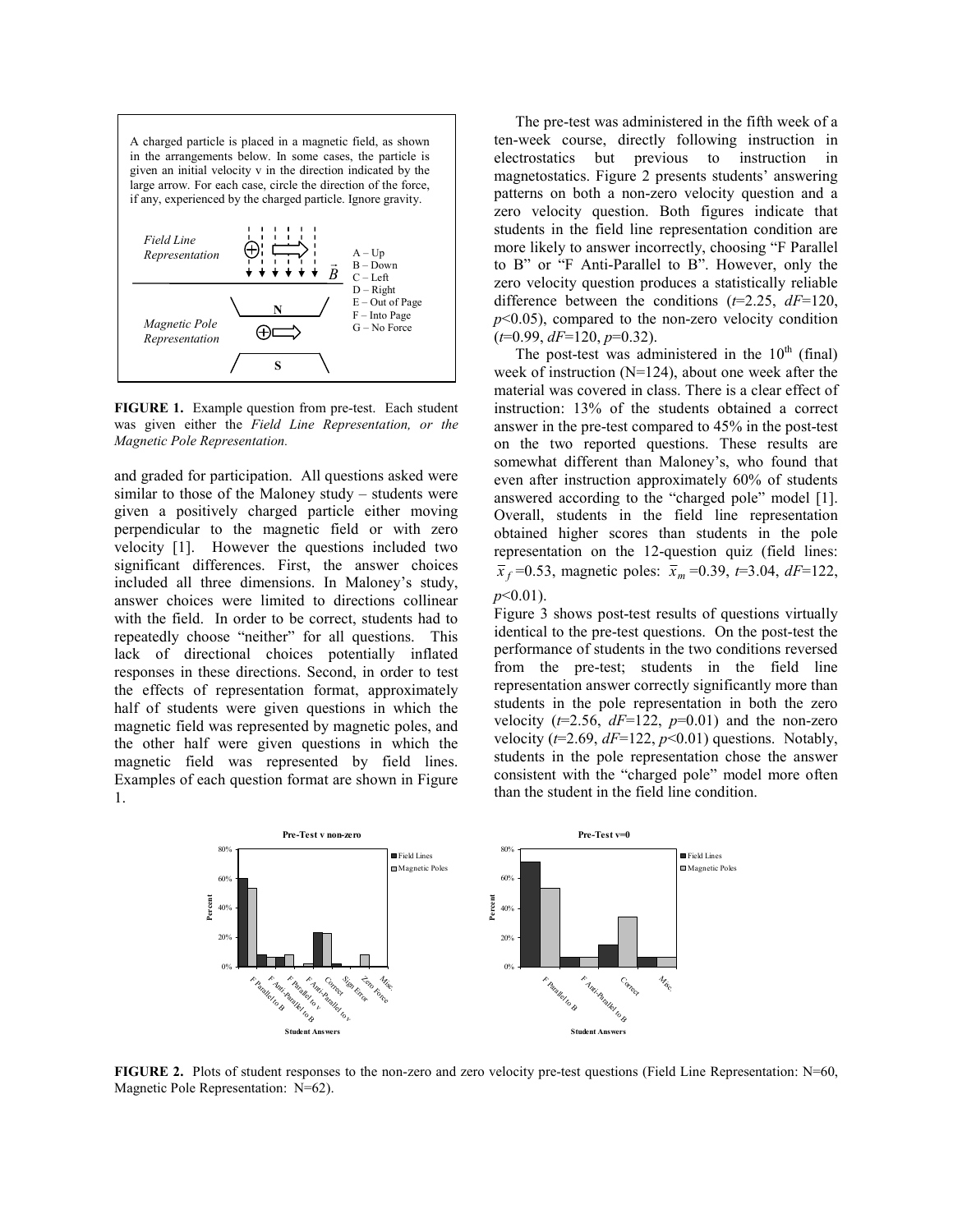A charged particle is placed in a magnetic field, as shown in the arrangements below. In some cases, the particle is given an initial velocity v in the direction indicated by the large arrow. For each case, circle the direction of the force, if any, experienced by the charged particle. Ignore gravity.

*Field Line Representation*

*Magnetic Pole Representation*

A – Up
B – Down
C – Left
D – Right
E – Out of Page
F – Into Page
G – No Force

**FIGURE 1.** Example question from pre-test. Each student was given either the *Field Line Representation, or the Magnetic Pole Representation.*

and graded for participation. All questions asked were similar to those of the Maloney study – students were given a positively charged particle either moving perpendicular to the magnetic field or with zero velocity [1]. However the questions included two significant differences. First, the answer choices included all three dimensions. In Maloney's study, answer choices were limited to directions collinear with the field. In order to be correct, students had to repeatedly choose "neither" for all questions. This lack of directional choices potentially inflated responses in these directions. Second, in order to test the effects of representation format, approximately half of students were given questions in which the magnetic field was represented by magnetic poles, and the other half were given questions in which the magnetic field was represented by field lines. Examples of each question format are shown in Figure 1.

The pre-test was administered in the fifth week of a ten-week course, directly following instruction in electrostatics but previous to instruction in magnetostatics. Figure 2 presents students' answering patterns on both a non-zero velocity question and a zero velocity question. Both figures indicate that students in the field line representation condition are more likely to answer incorrectly, choosing "F Parallel to B" or "F Anti-Parallel to B". However, only the zero velocity question produces a statistically reliable difference between the conditions ($t$=2.25, $dF$=120, $p$<0.05), compared to the non-zero velocity condition ($t$=0.99, $dF$=120, $p$=0.32).

The post-test was administered in the $10^{th}$ (final) week of instruction (N=124), about one week after the material was covered in class. There is a clear effect of instruction: 13% of the students obtained a correct answer in the pre-test compared to 45% in the post-test on the two reported questions. These results are somewhat different than Maloney's, who found that even after instruction approximately 60% of students answered according to the "charged pole" model [1]. Overall, students in the field line representation obtained higher scores than students in the pole representation on the 12-question quiz (field lines: $\bar{x}_f$ =0.53, magnetic poles: $\bar{x}_m$ =0.39, $t$=3.04, $dF$=122, $p$<0.01).

Figure 3 shows post-test results of questions virtually identical to the pre-test questions. On the post-test the performance of students in the two conditions reversed from the pre-test; students in the field line representation answer correctly significantly more than students in the pole representation in both the zero velocity ($t$=2.56, $dF$=122, $p$=0.01) and the non-zero velocity ($t$=2.69, $dF$=122, $p$<0.01) questions. Notably, students in the pole representation chose the answer consistent with the "charged pole" model more often than the student in the field line condition.

**FIGURE 2.** Plots of student responses to the non-zero and zero velocity pre-test questions (Field Line Representation: N=60, Magnetic Pole Representation: N=62).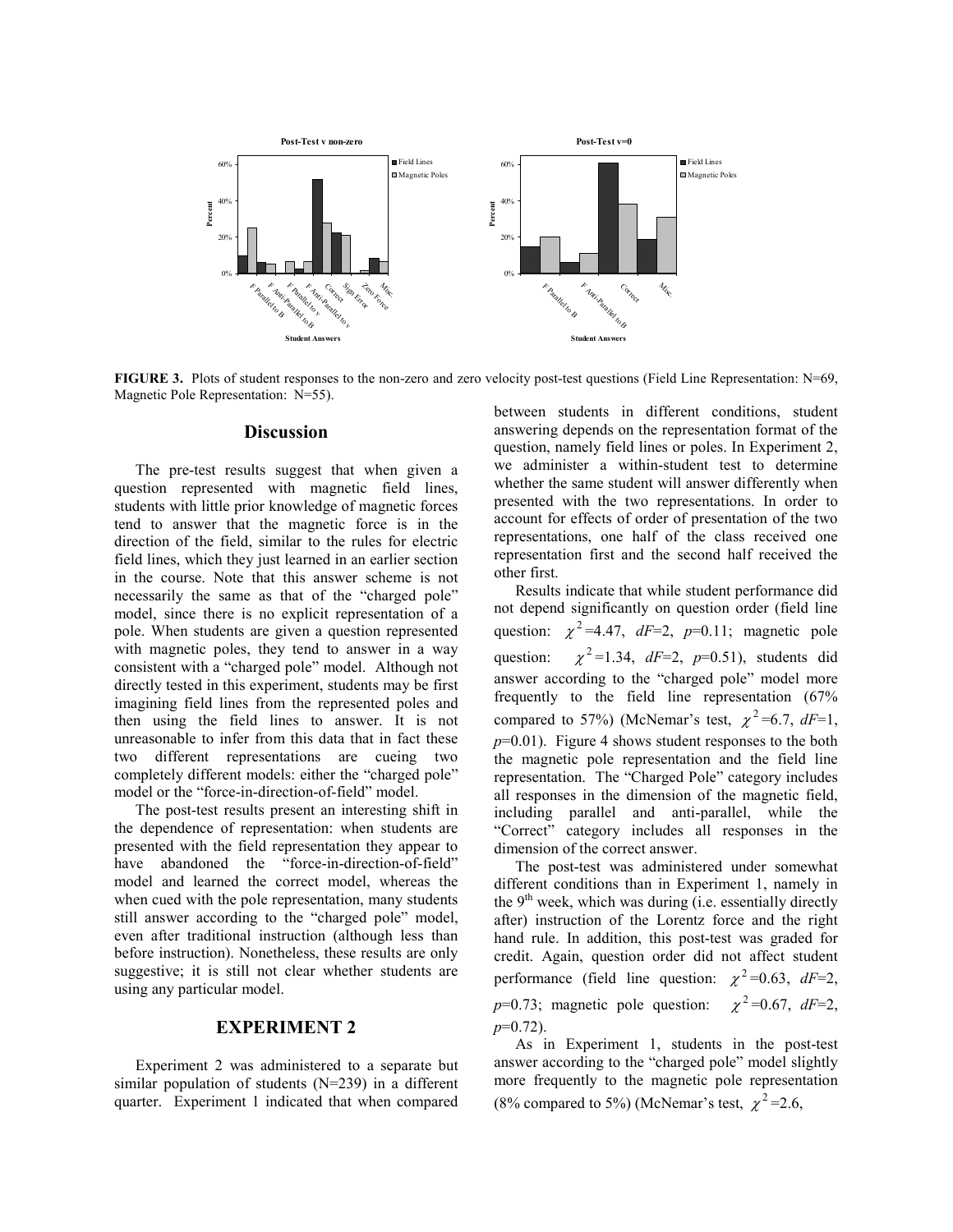**FIGURE 3.** Plots of student responses to the non-zero and zero velocity post-test questions (Field Line Representation: N=69, Magnetic Pole Representation: N=55).

## Discussion

The pre-test results suggest that when given a question represented with magnetic field lines, students with little prior knowledge of magnetic forces tend to answer that the magnetic force is in the direction of the field, similar to the rules for electric field lines, which they just learned in an earlier section in the course. Note that this answer scheme is not necessarily the same as that of the "charged pole" model, since there is no explicit representation of a pole. When students are given a question represented with magnetic poles, they tend to answer in a way consistent with a "charged pole" model. Although not directly tested in this experiment, students may be first imagining field lines from the represented poles and then using the field lines to answer. It is not unreasonable to infer from this data that in fact these two different representations are cueing two completely different models: either the "charged pole" model or the "force-in-direction-of-field" model.

The post-test results present an interesting shift in the dependence of representation: when students are presented with the field representation they appear to have abandoned the "force-in-direction-of-field" model and learned the correct model, whereas the when cued with the pole representation, many students still answer according to the "charged pole" model, even after traditional instruction (although less than before instruction). Nonetheless, these results are only suggestive; it is still not clear whether students are using any particular model.

# EXPERIMENT 2

Experiment 2 was administered to a separate but similar population of students (N=239) in a different quarter. Experiment 1 indicated that when compared between students in different conditions, student answering depends on the representation format of the question, namely field lines or poles. In Experiment 2, we administer a within-student test to determine whether the same student will answer differently when presented with the two representations. In order to account for effects of order of presentation of the two representations, one half of the class received one representation first and the second half received the other first.

Results indicate that while student performance did not depend significantly on question order (field line question: $\chi^2$=4.47, *dF*=2, *p*=0.11; magnetic pole question: $\chi^2$=1.34, *dF*=2, *p*=0.51), students did answer according to the "charged pole" model more frequently to the field line representation (67% compared to 57%) (McNemar's test, $\chi^2$=6.7, *dF*=1, *p*=0.01). Figure 4 shows student responses to the both the magnetic pole representation and the field line representation. The "Charged Pole" category includes all responses in the dimension of the magnetic field, including parallel and anti-parallel, while the "Correct" category includes all responses in the dimension of the correct answer.

The post-test was administered under somewhat different conditions than in Experiment 1, namely in the 9th week, which was during (i.e. essentially directly after) instruction of the Lorentz force and the right hand rule. In addition, this post-test was graded for credit. Again, question order did not affect student performance (field line question: $\chi^2$=0.63, *dF*=2, *p*=0.73; magnetic pole question: $\chi^2$=0.67, *dF*=2, *p*=0.72).

As in Experiment 1, students in the post-test answer according to the "charged pole" model slightly more frequently to the magnetic pole representation (8% compared to 5%) (McNemar's test, $\chi^2$=2.6,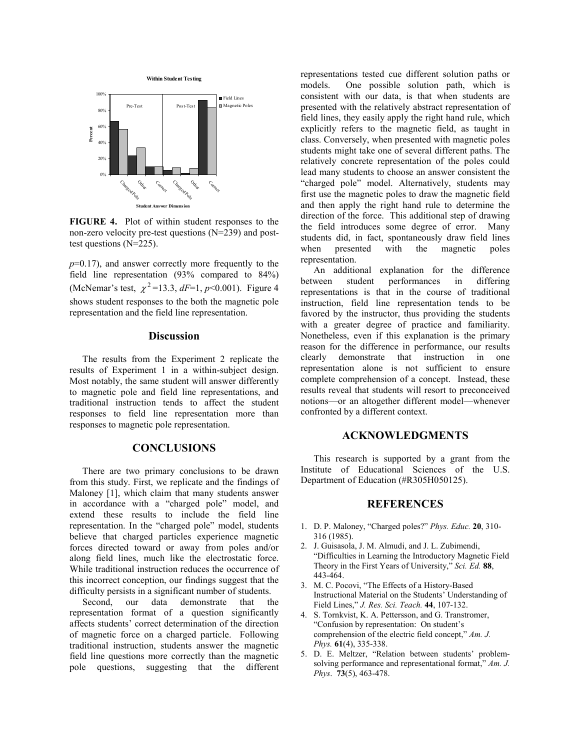Within Student Testing

100%
80%
60%
40%
20%
0%

Percent

Pre-Test

Post-Test

■ Field Lines
□ Magnetic Poles

Charged Pole
Other
Correct
Charged Pole
Other
Correct

Student Answer Dimension

**FIGURE 4.** Plot of within student responses to the non-zero velocity pre-test questions (N=239) and post-test questions (N=225).

$p$=0.17), and answer correctly more frequently to the field line representation (93% compared to 84%) (McNemar's test, $\chi^2$=13.3, $dF$=1, $p$<0.001). Figure 4 shows student responses to the both the magnetic pole representation and the field line representation.

## Discussion

The results from the Experiment 2 replicate the results of Experiment 1 in a within-subject design. Most notably, the same student will answer differently to magnetic pole and field line representations, and traditional instruction tends to affect the student responses to field line representation more than responses to magnetic pole representation.

## CONCLUSIONS

There are two primary conclusions to be drawn from this study. First, we replicate and the findings of Maloney [1], which claim that many students answer in accordance with a "charged pole" model, and extend these results to include the field line representation. In the "charged pole" model, students believe that charged particles experience magnetic forces directed toward or away from poles and/or along field lines, much like the electrostatic force. While traditional instruction reduces the occurrence of this incorrect conception, our findings suggest that the difficulty persists in a significant number of students.

Second, our data demonstrate that the representation format of a question significantly affects students' correct determination of the direction of magnetic force on a charged particle. Following traditional instruction, students answer the magnetic field line questions more correctly than the magnetic pole questions, suggesting that the different representations tested cue different solution paths or models. One possible solution path, which is consistent with our data, is that when students are presented with the relatively abstract representation of field lines, they easily apply the right hand rule, which explicitly refers to the magnetic field, as taught in class. Conversely, when presented with magnetic poles students might take one of several different paths. The relatively concrete representation of the poles could lead many students to choose an answer consistent the "charged pole" model. Alternatively, students may first use the magnetic poles to draw the magnetic field and then apply the right hand rule to determine the direction of the force. This additional step of drawing the field introduces some degree of error. Many students did, in fact, spontaneously draw field lines when presented with the magnetic poles representation.

An additional explanation for the difference between student performances in differing representations is that in the course of traditional instruction, field line representation tends to be favored by the instructor, thus providing the students with a greater degree of practice and familiarity. Nonetheless, even if this explanation is the primary reason for the difference in performance, our results clearly demonstrate that instruction in one representation alone is not sufficient to ensure complete comprehension of a concept. Instead, these results reveal that students will resort to preconceived notions—or an altogether different model—whenever confronted by a different context.

## ACKNOWLEDGMENTS

This research is supported by a grant from the Institute of Educational Sciences of the U.S. Department of Education (#R305H050125).

## REFERENCES

1. D. P. Maloney, "Charged poles?" *Phys. Educ.* **20**, 310-316 (1985).
2. J. Guisasola, J. M. Almudi, and J. L. Zubimendi, "Difficulties in Learning the Introductory Magnetic Field Theory in the First Years of University," *Sci. Ed.* **88**, 443-464.
3. M. C. Pocovi, "The Effects of a History-Based Instructional Material on the Students' Understanding of Field Lines," *J. Res. Sci. Teach.* **44**, 107-132.
4. S. Tornkvist, K. A. Pettersson, and G. Transtromer, "Confusion by representation: On student's comprehension of the electric field concept," *Am. J. Phys.* **61**(4), 335-338.
5. D. E. Meltzer, "Relation between students' problem-solving performance and representational format," *Am. J. Phys*. **73**(5), 463-478.